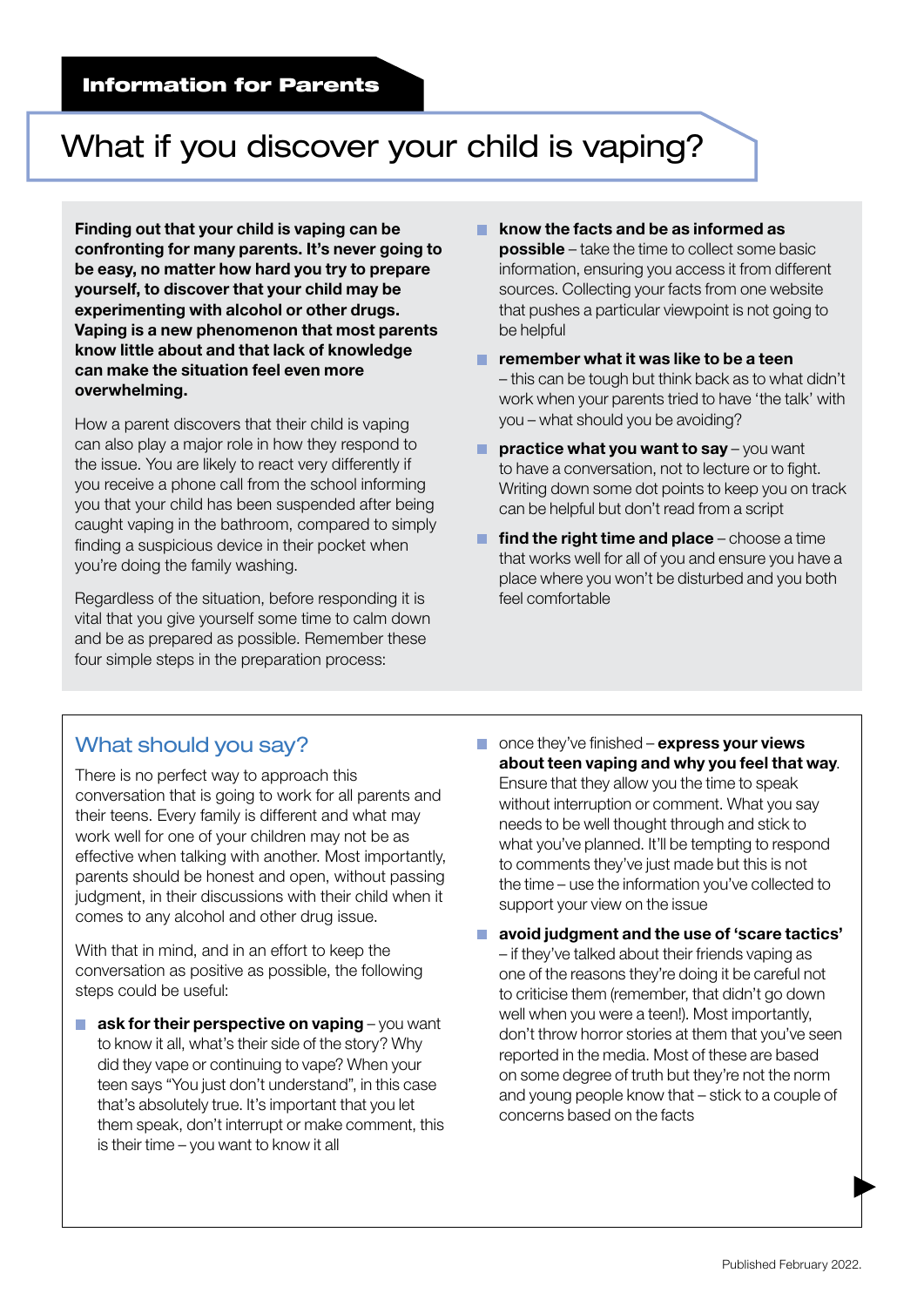**Information for Parents**

# What if you discover your child is vaping?

**Finding out that your child is vaping can be confronting for many parents. It's never going to be easy, no matter how hard you try to prepare yourself, to discover that your child may be experimenting with alcohol or other drugs. Vaping is a new phenomenon that most parents know little about and that lack of knowledge can make the situation feel even more overwhelming.**

How a parent discovers that their child is vaping can also play a major role in how they respond to the issue. You are likely to react very differently if you receive a phone call from the school informing you that your child has been suspended after being caught vaping in the bathroom, compared to simply finding a suspicious device in their pocket when you're doing the family washing.

Regardless of the situation, before responding it is vital that you give yourself some time to calm down and be as prepared as possible. Remember these four simple steps in the preparation process:

- **know the facts and be as informed as possible** – take the time to collect some basic information, ensuring you access it from different sources. Collecting your facts from one website that pushes a particular viewpoint is not going to be helpful
- **remember what it was like to be a teen** – this can be tough but think back as to what didn't work when your parents tried to have 'the talk' with you – what should you be avoiding?
- **practice what you want to say** – you want to have a conversation, not to lecture or to fight. Writing down some dot points to keep you on track can be helpful but don't read from a script
- **find the right time and place** – choose a time that works well for all of you and ensure you have a place where you won't be disturbed and you both feel comfortable

## What should you say?

There is no perfect way to approach this conversation that is going to work for all parents and their teens. Every family is different and what may work well for one of your children may not be as effective when talking with another. Most importantly, parents should be honest and open, without passing judgment, in their discussions with their child when it comes to any alcohol and other drug issue.

With that in mind, and in an effort to keep the conversation as positive as possible, the following steps could be useful:

- **ask for their perspective on vaping** – you want to know it all, what's their side of the story? Why did they vape or continuing to vape? When your teen says "You just don't understand", in this case that's absolutely true. It's important that you let them speak, don't interrupt or make comment, this is their time – you want to know it all
- once they've finished – **express your views about teen vaping and why you feel that way**. Ensure that they allow you the time to speak without interruption or comment. What you say needs to be well thought through and stick to what you've planned. It'll be tempting to respond to comments they've just made but this is not the time – use the information you've collected to support your view on the issue
- **avoid judgment and the use of 'scare tactics'** – if they've talked about their friends vaping as one of the reasons they're doing it be careful not to criticise them (remember, that didn't go down well when you were a teen!). Most importantly, don't throw horror stories at them that you've seen reported in the media. Most of these are based on some degree of truth but they're not the norm and young people know that – stick to a couple of concerns based on the facts

Published February 2022.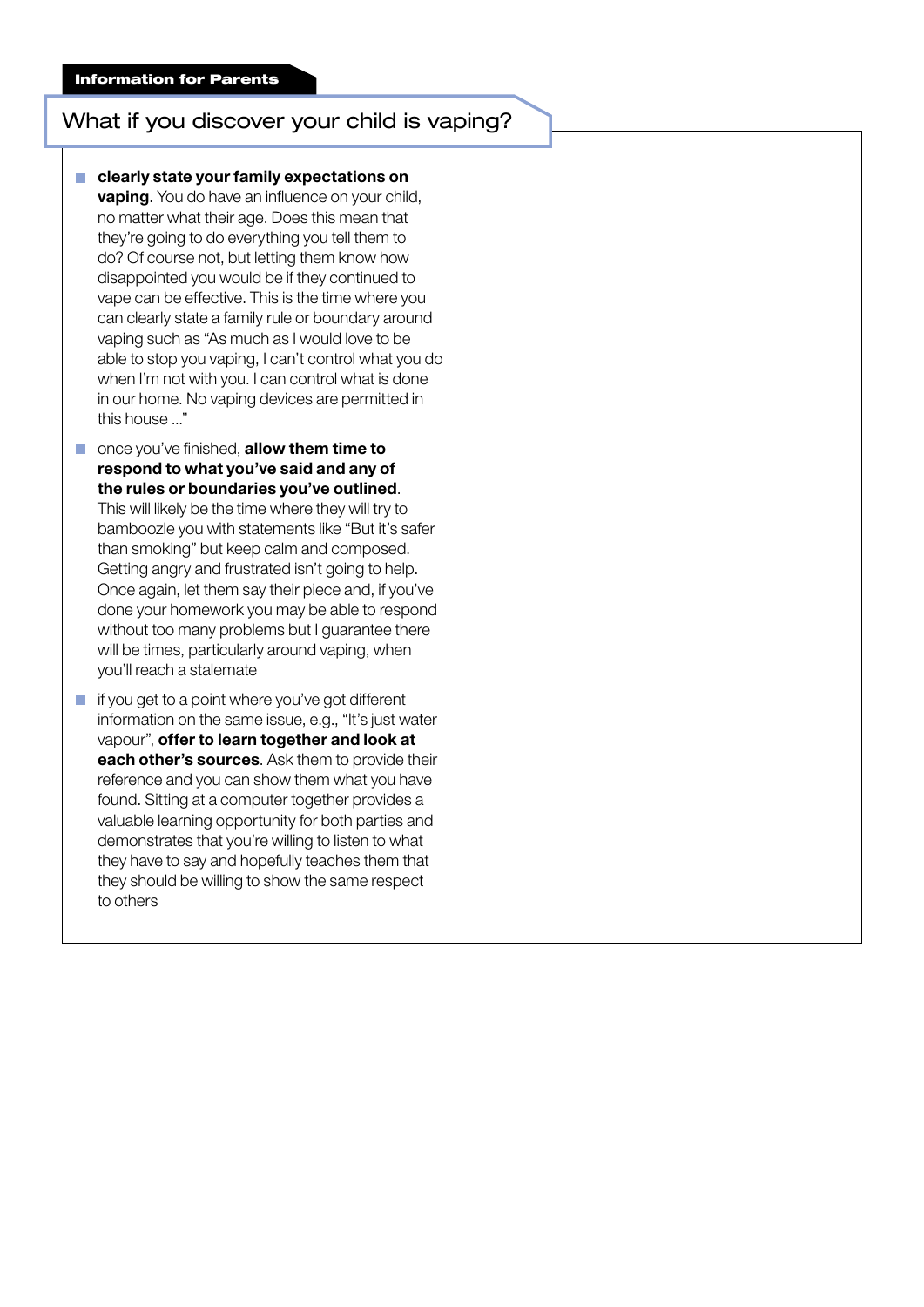**Information for Parents**

## What if you discover your child is vaping?

- **clearly state your family expectations on vaping**. You do have an influence on your child, no matter what their age. Does this mean that they're going to do everything you tell them to do? Of course not, but letting them know how disappointed you would be if they continued to vape can be effective. This is the time where you can clearly state a family rule or boundary around vaping such as "As much as I would love to be able to stop you vaping, I can't control what you do when I'm not with you. I can control what is done in our home. No vaping devices are permitted in this house ..."
- once you've finished, **allow them time to respond to what you've said and any of the rules or boundaries you've outlined**. This will likely be the time where they will try to bamboozle you with statements like "But it's safer than smoking" but keep calm and composed. Getting angry and frustrated isn't going to help. Once again, let them say their piece and, if you've done your homework you may be able to respond without too many problems but I guarantee there will be times, particularly around vaping, when you'll reach a stalemate
- if you get to a point where you've got different information on the same issue, e.g., "It's just water vapour", **offer to learn together and look at each other's sources**. Ask them to provide their reference and you can show them what you have found. Sitting at a computer together provides a valuable learning opportunity for both parties and demonstrates that you're willing to listen to what they have to say and hopefully teaches them that they should be willing to show the same respect to others